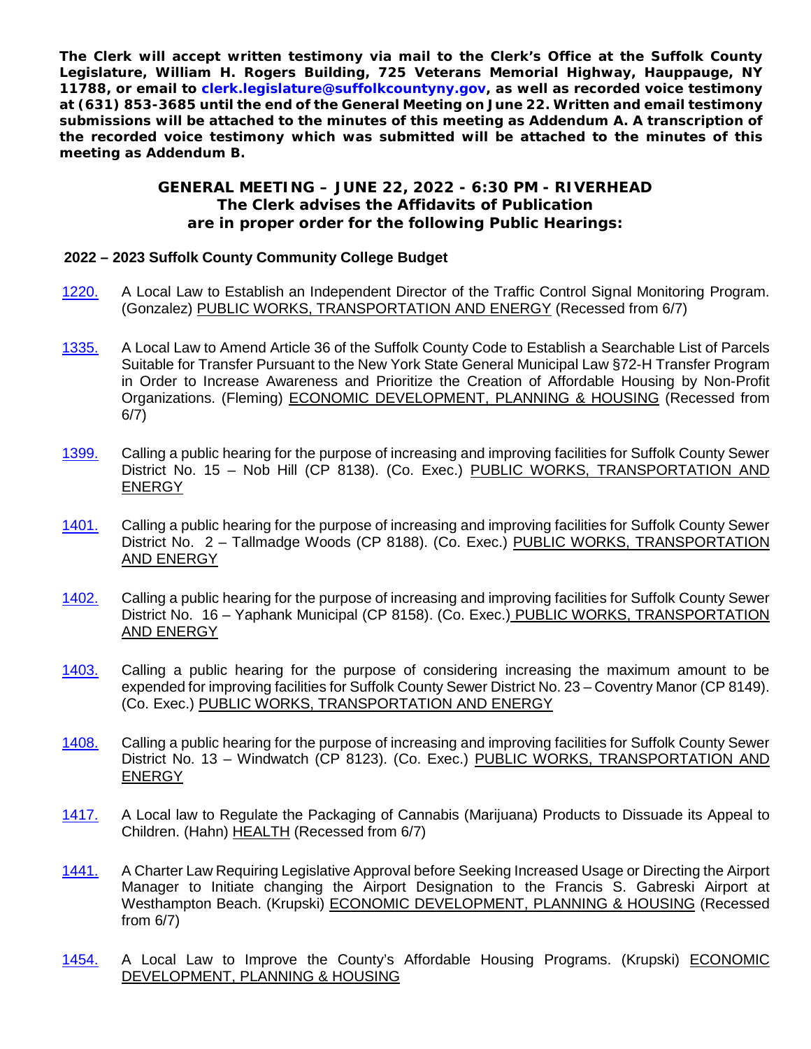**The Clerk will accept written testimony via mail to the Clerk's Office at the Suffolk County Legislature, William H. Rogers Building, 725 Veterans Memorial Highway, Hauppauge, NY 11788, or email to clerk.legislature@suffolkcountyny.gov, as well as recorded voice testimony at (631) 853-3685 until the end of the General Meeting on June 22. Written and email testimony submissions will be attached to the minutes of this meeting as Addendum A. A transcription of the recorded voice testimony which was submitted will be attached to the minutes of this meeting as Addendum B.**

## GENERAL MEETING – JUNE 22, 2022 - 6:30 PM - RIVERHEAD
## The Clerk advises the Affidavits of Publication are in proper order for the following Public Hearings:

**2022 – 2023 Suffolk County Community College Budget**

1220. A Local Law to Establish an Independent Director of the Traffic Control Signal Monitoring Program. (Gonzalez) PUBLIC WORKS, TRANSPORTATION AND ENERGY (Recessed from 6/7)

1335. A Local Law to Amend Article 36 of the Suffolk County Code to Establish a Searchable List of Parcels Suitable for Transfer Pursuant to the New York State General Municipal Law §72-H Transfer Program in Order to Increase Awareness and Prioritize the Creation of Affordable Housing by Non-Profit Organizations. (Fleming) ECONOMIC DEVELOPMENT, PLANNING & HOUSING (Recessed from 6/7)

1399. Calling a public hearing for the purpose of increasing and improving facilities for Suffolk County Sewer District No. 15 – Nob Hill (CP 8138). (Co. Exec.) PUBLIC WORKS, TRANSPORTATION AND ENERGY

1401. Calling a public hearing for the purpose of increasing and improving facilities for Suffolk County Sewer District No. 2 – Tallmadge Woods (CP 8188). (Co. Exec.) PUBLIC WORKS, TRANSPORTATION AND ENERGY

1402. Calling a public hearing for the purpose of increasing and improving facilities for Suffolk County Sewer District No. 16 – Yaphank Municipal (CP 8158). (Co. Exec.) PUBLIC WORKS, TRANSPORTATION AND ENERGY

1403. Calling a public hearing for the purpose of considering increasing the maximum amount to be expended for improving facilities for Suffolk County Sewer District No. 23 – Coventry Manor (CP 8149). (Co. Exec.) PUBLIC WORKS, TRANSPORTATION AND ENERGY

1408. Calling a public hearing for the purpose of increasing and improving facilities for Suffolk County Sewer District No. 13 – Windwatch (CP 8123). (Co. Exec.) PUBLIC WORKS, TRANSPORTATION AND ENERGY

1417. A Local law to Regulate the Packaging of Cannabis (Marijuana) Products to Dissuade its Appeal to Children. (Hahn) HEALTH (Recessed from 6/7)

1441. A Charter Law Requiring Legislative Approval before Seeking Increased Usage or Directing the Airport Manager to Initiate changing the Airport Designation to the Francis S. Gabreski Airport at Westhampton Beach. (Krupski) ECONOMIC DEVELOPMENT, PLANNING & HOUSING (Recessed from 6/7)

1454. A Local Law to Improve the County's Affordable Housing Programs. (Krupski) ECONOMIC DEVELOPMENT, PLANNING & HOUSING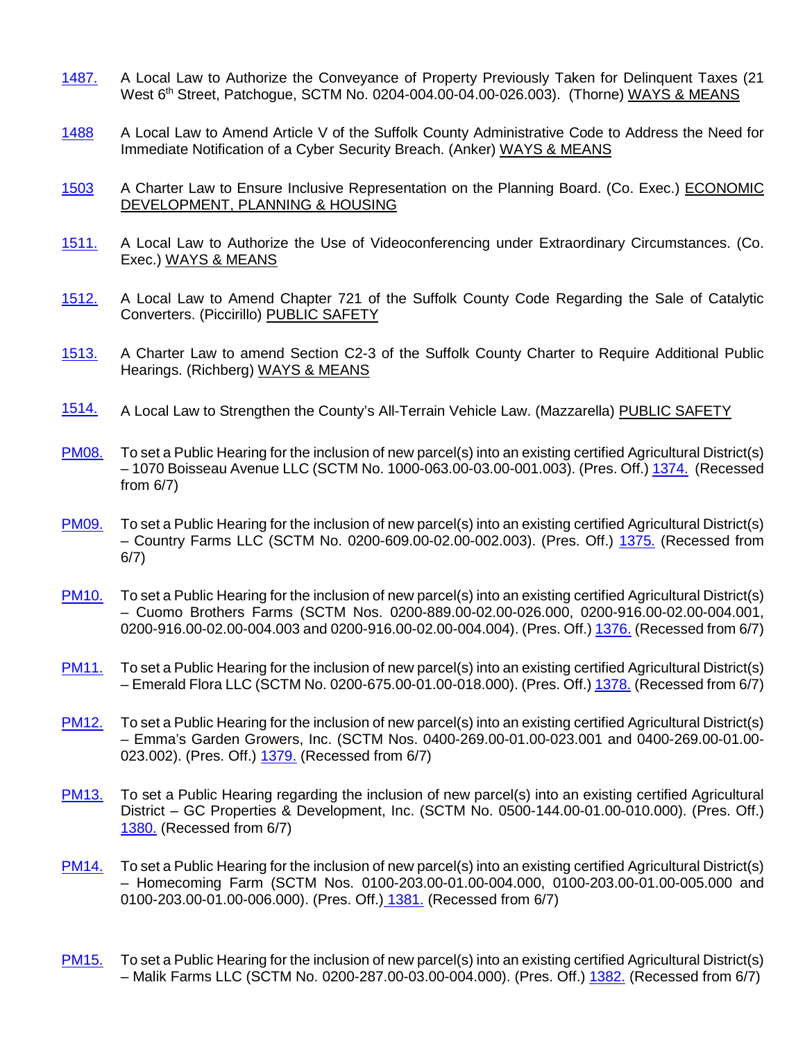1487. A Local Law to Authorize the Conveyance of Property Previously Taken for Delinquent Taxes (21 West 6th Street, Patchogue, SCTM No. 0204-004.00-04.00-026.003). (Thorne) WAYS & MEANS

1488 A Local Law to Amend Article V of the Suffolk County Administrative Code to Address the Need for Immediate Notification of a Cyber Security Breach. (Anker) WAYS & MEANS

1503 A Charter Law to Ensure Inclusive Representation on the Planning Board. (Co. Exec.) ECONOMIC DEVELOPMENT, PLANNING & HOUSING

1511. A Local Law to Authorize the Use of Videoconferencing under Extraordinary Circumstances. (Co. Exec.) WAYS & MEANS

1512. A Local Law to Amend Chapter 721 of the Suffolk County Code Regarding the Sale of Catalytic Converters. (Piccirillo) PUBLIC SAFETY

1513. A Charter Law to amend Section C2-3 of the Suffolk County Charter to Require Additional Public Hearings. (Richberg) WAYS & MEANS

1514. A Local Law to Strengthen the County's All-Terrain Vehicle Law. (Mazzarella) PUBLIC SAFETY

PM08. To set a Public Hearing for the inclusion of new parcel(s) into an existing certified Agricultural District(s) – 1070 Boisseau Avenue LLC (SCTM No. 1000-063.00-03.00-001.003). (Pres. Off.) 1374. (Recessed from 6/7)

PM09. To set a Public Hearing for the inclusion of new parcel(s) into an existing certified Agricultural District(s) – Country Farms LLC (SCTM No. 0200-609.00-02.00-002.003). (Pres. Off.) 1375. (Recessed from 6/7)

PM10. To set a Public Hearing for the inclusion of new parcel(s) into an existing certified Agricultural District(s) – Cuomo Brothers Farms (SCTM Nos. 0200-889.00-02.00-026.000, 0200-916.00-02.00-004.001, 0200-916.00-02.00-004.003 and 0200-916.00-02.00-004.004). (Pres. Off.) 1376. (Recessed from 6/7)

PM11. To set a Public Hearing for the inclusion of new parcel(s) into an existing certified Agricultural District(s) – Emerald Flora LLC (SCTM No. 0200-675.00-01.00-018.000). (Pres. Off.) 1378. (Recessed from 6/7)

PM12. To set a Public Hearing for the inclusion of new parcel(s) into an existing certified Agricultural District(s) – Emma's Garden Growers, Inc. (SCTM Nos. 0400-269.00-01.00-023.001 and 0400-269.00-01.00-023.002). (Pres. Off.) 1379. (Recessed from 6/7)

PM13. To set a Public Hearing regarding the inclusion of new parcel(s) into an existing certified Agricultural District – GC Properties & Development, Inc. (SCTM No. 0500-144.00-01.00-010.000). (Pres. Off.) 1380. (Recessed from 6/7)

PM14. To set a Public Hearing for the inclusion of new parcel(s) into an existing certified Agricultural District(s) – Homecoming Farm (SCTM Nos. 0100-203.00-01.00-004.000, 0100-203.00-01.00-005.000 and 0100-203.00-01.00-006.000). (Pres. Off.) 1381. (Recessed from 6/7)

PM15. To set a Public Hearing for the inclusion of new parcel(s) into an existing certified Agricultural District(s) – Malik Farms LLC (SCTM No. 0200-287.00-03.00-004.000). (Pres. Off.) 1382. (Recessed from 6/7)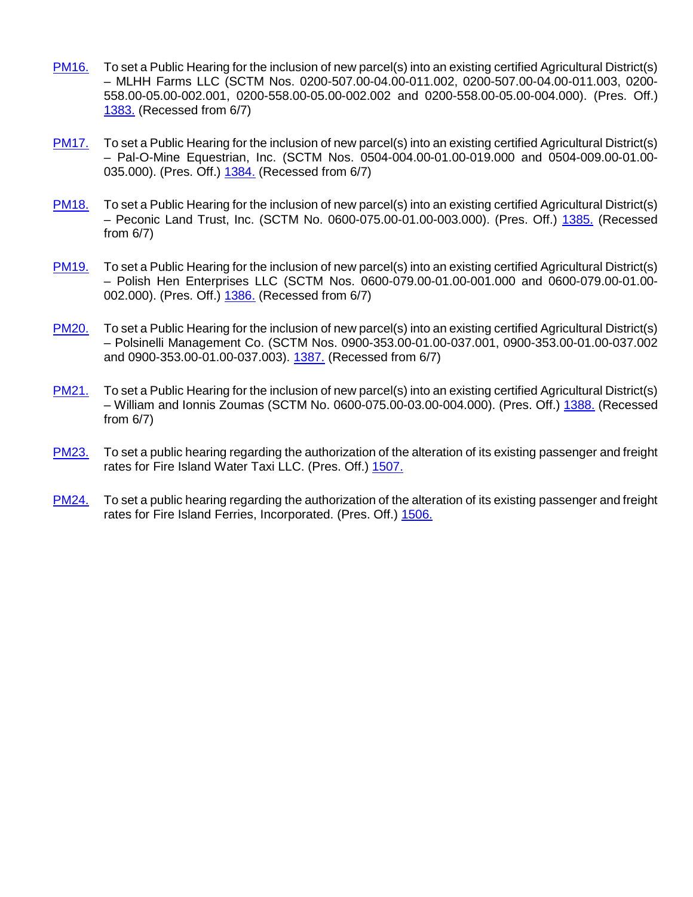PM16. To set a Public Hearing for the inclusion of new parcel(s) into an existing certified Agricultural District(s) – MLHH Farms LLC (SCTM Nos. 0200-507.00-04.00-011.002, 0200-507.00-04.00-011.003, 0200-558.00-05.00-002.001, 0200-558.00-05.00-002.002 and 0200-558.00-05.00-004.000). (Pres. Off.) 1383. (Recessed from 6/7)

PM17. To set a Public Hearing for the inclusion of new parcel(s) into an existing certified Agricultural District(s) – Pal-O-Mine Equestrian, Inc. (SCTM Nos. 0504-004.00-01.00-019.000 and 0504-009.00-01.00-035.000). (Pres. Off.) 1384. (Recessed from 6/7)

PM18. To set a Public Hearing for the inclusion of new parcel(s) into an existing certified Agricultural District(s) – Peconic Land Trust, Inc. (SCTM No. 0600-075.00-01.00-003.000). (Pres. Off.) 1385. (Recessed from 6/7)

PM19. To set a Public Hearing for the inclusion of new parcel(s) into an existing certified Agricultural District(s) – Polish Hen Enterprises LLC (SCTM Nos. 0600-079.00-01.00-001.000 and 0600-079.00-01.00-002.000). (Pres. Off.) 1386. (Recessed from 6/7)

PM20. To set a Public Hearing for the inclusion of new parcel(s) into an existing certified Agricultural District(s) – Polsinelli Management Co. (SCTM Nos. 0900-353.00-01.00-037.001, 0900-353.00-01.00-037.002 and 0900-353.00-01.00-037.003). 1387. (Recessed from 6/7)

PM21. To set a Public Hearing for the inclusion of new parcel(s) into an existing certified Agricultural District(s) – William and Ionnis Zoumas (SCTM No. 0600-075.00-03.00-004.000). (Pres. Off.) 1388. (Recessed from 6/7)

PM23. To set a public hearing regarding the authorization of the alteration of its existing passenger and freight rates for Fire Island Water Taxi LLC. (Pres. Off.) 1507.

PM24. To set a public hearing regarding the authorization of the alteration of its existing passenger and freight rates for Fire Island Ferries, Incorporated. (Pres. Off.) 1506.